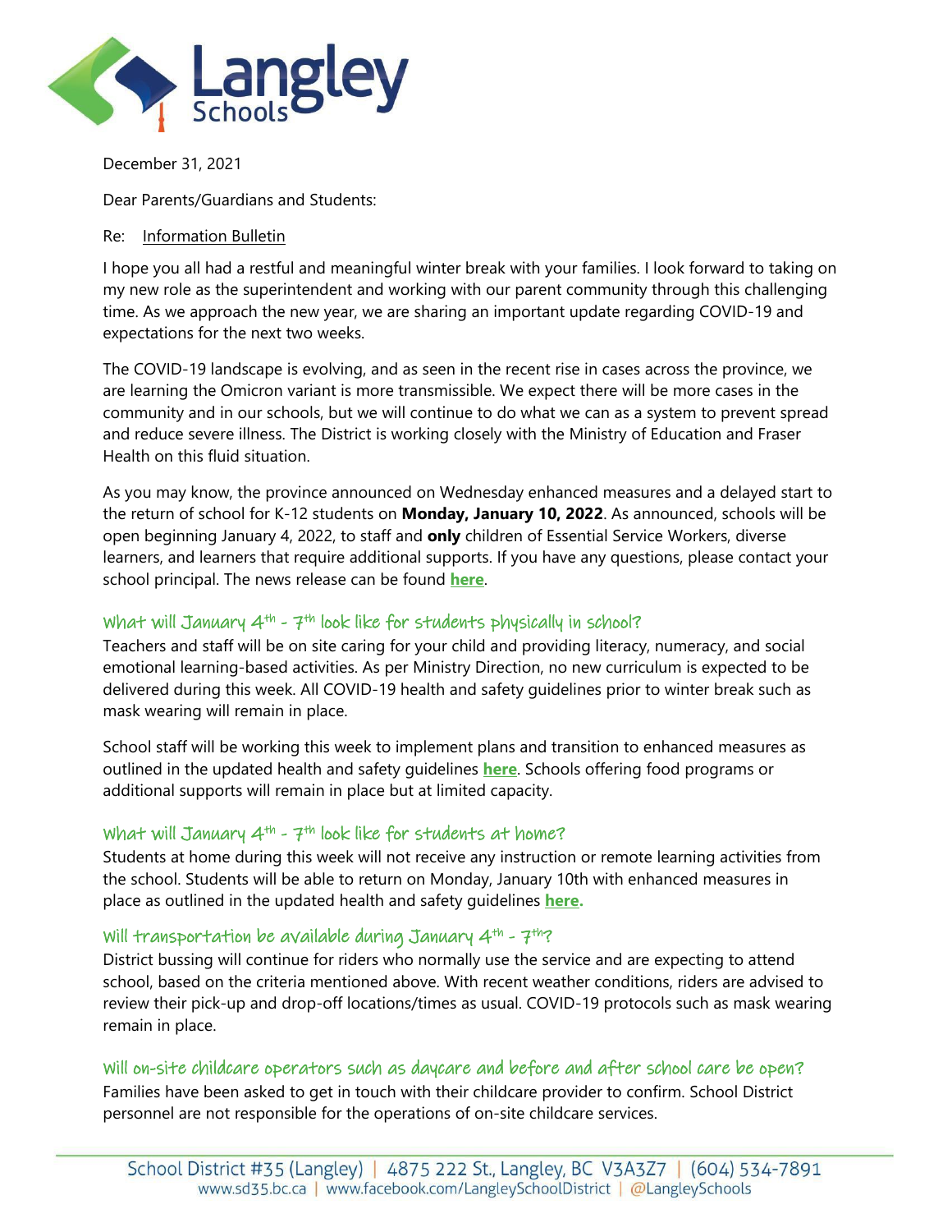December 31, 2021

Dear Parents/Guardians and Students:

Re: Information Bulletin

I hope you all had a restful and meaningful winter break with your families. I look forward to taking on my new role as the superintendent and working with our parent community through this challenging time. As we approach the new year, we are sharing an important update regarding COVID-19 and expectations for the next two weeks.

The COVID-19 landscape is evolving, and as seen in the recent rise in cases across the province, we are learning the Omicron variant is more transmissible. We expect there will be more cases in the community and in our schools, but we will continue to do what we can as a system to prevent spread and reduce severe illness. The District is working closely with the Ministry of Education and Fraser Health on this fluid situation.

As you may know, the province announced on Wednesday enhanced measures and a delayed start to the return of school for K-12 students on **Monday, January 10, 2022**. As announced, schools will be open beginning January 4, 2022, to staff and **only** children of Essential Service Workers, diverse learners, and learners that require additional supports. If you have any questions, please contact your school principal. The news release can be found **here**.

### What will January 4th - 7th look like for students physically in school?

Teachers and staff will be on site caring for your child and providing literacy, numeracy, and social emotional learning-based activities. As per Ministry Direction, no new curriculum is expected to be delivered during this week. All COVID-19 health and safety guidelines prior to winter break such as mask wearing will remain in place.

School staff will be working this week to implement plans and transition to enhanced measures as outlined in the updated health and safety guidelines **here**. Schools offering food programs or additional supports will remain in place but at limited capacity.

### What will January 4th - 7th look like for students at home?

Students at home during this week will not receive any instruction or remote learning activities from the school. Students will be able to return on Monday, January 10th with enhanced measures in place as outlined in the updated health and safety guidelines **here.**

### Will transportation be available during January 4th - 7th?

District bussing will continue for riders who normally use the service and are expecting to attend school, based on the criteria mentioned above. With recent weather conditions, riders are advised to review their pick-up and drop-off locations/times as usual. COVID-19 protocols such as mask wearing remain in place.

### Will on-site childcare operators such as daycare and before and after school care be open?

Families have been asked to get in touch with their childcare provider to confirm. School District personnel are not responsible for the operations of on-site childcare services.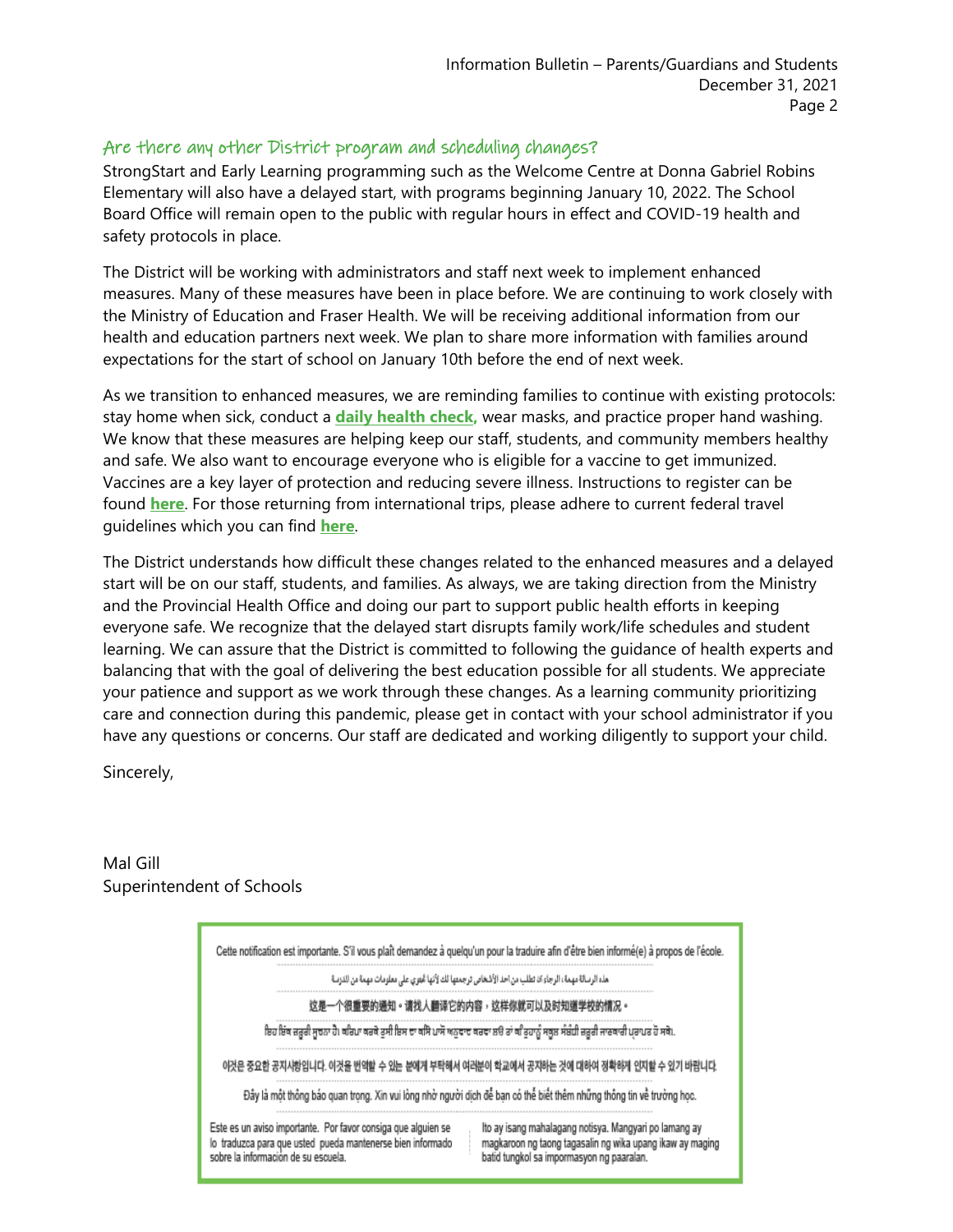## Are there any other District program and scheduling changes?

StrongStart and Early Learning programming such as the Welcome Centre at Donna Gabriel Robins Elementary will also have a delayed start, with programs beginning January 10, 2022. The School Board Office will remain open to the public with regular hours in effect and COVID-19 health and safety protocols in place.

The District will be working with administrators and staff next week to implement enhanced measures. Many of these measures have been in place before. We are continuing to work closely with the Ministry of Education and Fraser Health. We will be receiving additional information from our health and education partners next week. We plan to share more information with families around expectations for the start of school on January 10th before the end of next week.

As we transition to enhanced measures, we are reminding families to continue with existing protocols: stay home when sick, conduct a **daily health check,** wear masks, and practice proper hand washing. We know that these measures are helping keep our staff, students, and community members healthy and safe. We also want to encourage everyone who is eligible for a vaccine to get immunized. Vaccines are a key layer of protection and reducing severe illness. Instructions to register can be found **here**. For those returning from international trips, please adhere to current federal travel guidelines which you can find **here**.

The District understands how difficult these changes related to the enhanced measures and a delayed start will be on our staff, students, and families. As always, we are taking direction from the Ministry and the Provincial Health Office and doing our part to support public health efforts in keeping everyone safe. We recognize that the delayed start disrupts family work/life schedules and student learning. We can assure that the District is committed to following the guidance of health experts and balancing that with the goal of delivering the best education possible for all students. We appreciate your patience and support as we work through these changes. As a learning community prioritizing care and connection during this pandemic, please get in contact with your school administrator if you have any questions or concerns. Our staff are dedicated and working diligently to support your child.

Sincerely,

Mal Gill
Superintendent of Schools

Cette notification est importante. S'il vous plaît demandez à quelqu'un pour la traduire afin d'être bien informé(e) à propos de l'école.

هذه الرسالة مهمة؛ الرجاء أن تطلب من أحد الأشخاص ترجمتها لك لأنها تحتوي على معلومات مهمة من المدرسة

这是一个很重要的通知。请找人翻译它的内容，这样你就可以及时知道学校的情况。

ਇਹ ਚਿੱਠੀ ਜ਼ਰੂਰੀ ਸੂਚਨਾ ਹੈ। ਕਿਰਪਾ ਕਰਕੇ ਤੁਸੀ ਇਸ ਦਾ ਕਿਸੇ ਪਾਸੋਂ ਅਨੁਵਾਦ ਕਰਵਾ ਲਓ ਤਾਂ ਕਿ ਤੁਹਾਨੂੰ ਸਕੂਲ ਸੰਬੰਧੀ ਜ਼ਰੂਰੀ ਜਾਣਕਾਰੀ ਪ੍ਰਾਪਤ ਹੋ ਸਕੇ।

이것은 중요한 공지사항입니다. 이것을 번역할 수 있는 분에게 부탁해서 여러분이 학교에서 공지하는 것에 대하여 정확하게 인지할 수 있기 바랍니다.

Đây là một thông báo quan trọng. Xin vui lòng nhờ người dịch để bạn có thể biết thêm những thông tin về trường học.

Este es un aviso importante. Por favor consiga que alguien se lo traduzca para que usted pueda mantenerse bien informado sobre la información de su escuela.

Ito ay isang mahalagang notisya. Mangyari po lamang ay magkaroon ng taong tagasalin ng wika upang ikaw ay maging batid tungkol sa impormasyon ng paaralan.